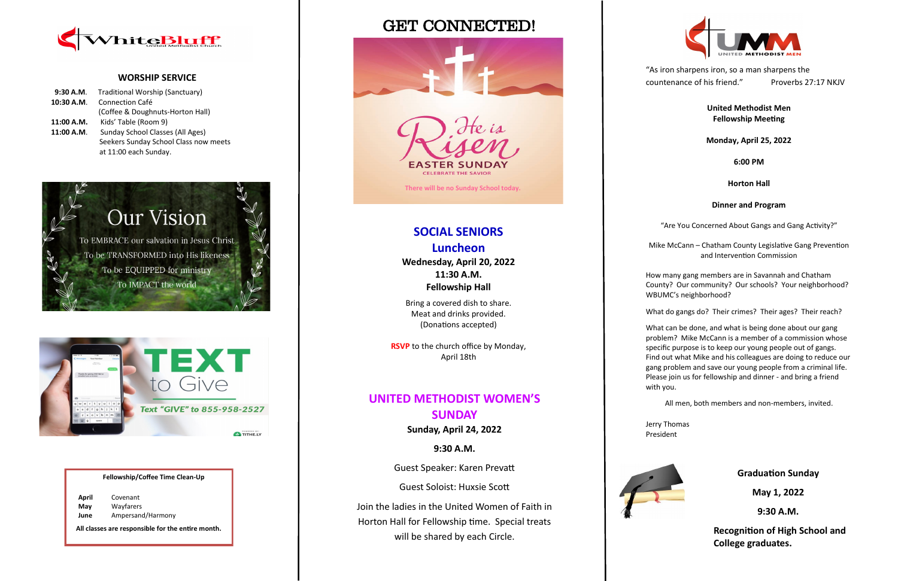WhiteBluff United Methodist Church

### WORSHIP SERVICE

**9:30 A.M.** Traditional Worship (Sanctuary)
**10:30 A.M.** Connection Café (Coffee & Doughnuts-Horton Hall)
**11:00 A.M.** Kids' Table (Room 9)
**11:00 A.M.** Sunday School Classes (All Ages)
Seekers Sunday School Class now meets at 11:00 each Sunday.

## Our Vision

To EMBRACE our salvation in Jesus Christ
To be TRANSFORMED into His likeness
To be EQUIPPED for ministry
To IMPACT the world

**TEXT to Give**

*Text "GIVE" to 855-958-2527*

POWERED BY TITHE.LY

**Fellowship/Coffee Time Clean-Up**

| | |
|---|---|
| **April** | Covenant |
| **May** | Wayfarers |
| **June** | Ampersand/Harmony |

**All classes are responsible for the entire month.**

# GET CONNECTED!

He is Risen
EASTER SUNDAY
CELEBRATE THE SAVIOR

There will be no Sunday School today.

## SOCIAL SENIORS Luncheon

**Wednesday, April 20, 2022**
**11:30 A.M.**
**Fellowship Hall**

Bring a covered dish to share.
Meat and drinks provided.
(Donations accepted)

**RSVP** to the church office by Monday, April 18th

## UNITED METHODIST WOMEN'S SUNDAY

**Sunday, April 24, 2022**

**9:30 A.M.**

Guest Speaker: Karen Prevatt

Guest Soloist: Huxsie Scott

Join the ladies in the United Women of Faith in Horton Hall for Fellowship time. Special treats will be shared by each Circle.

UMM UNITED METHODIST MEN

"As iron sharpens iron, so a man sharpens the countenance of his friend." Proverbs 27:17 NKJV

**United Methodist Men Fellowship Meeting**

**Monday, April 25, 2022**

**6:00 PM**

**Horton Hall**

**Dinner and Program**

"Are You Concerned About Gangs and Gang Activity?"

Mike McCann – Chatham County Legislative Gang Prevention and Intervention Commission

How many gang members are in Savannah and Chatham County? Our community? Our schools? Your neighborhood? WBUMC's neighborhood?

What do gangs do? Their crimes? Their ages? Their reach?

What can be done, and what is being done about our gang problem? Mike McCann is a member of a commission whose specific purpose is to keep our young people out of gangs. Find out what Mike and his colleagues are doing to reduce our gang problem and save our young people from a criminal life. Please join us for fellowship and dinner - and bring a friend with you.

All men, both members and non-members, invited.

Jerry Thomas
President

**Graduation Sunday**

**May 1, 2022**

**9:30 A.M.**

**Recognition of High School and College graduates.**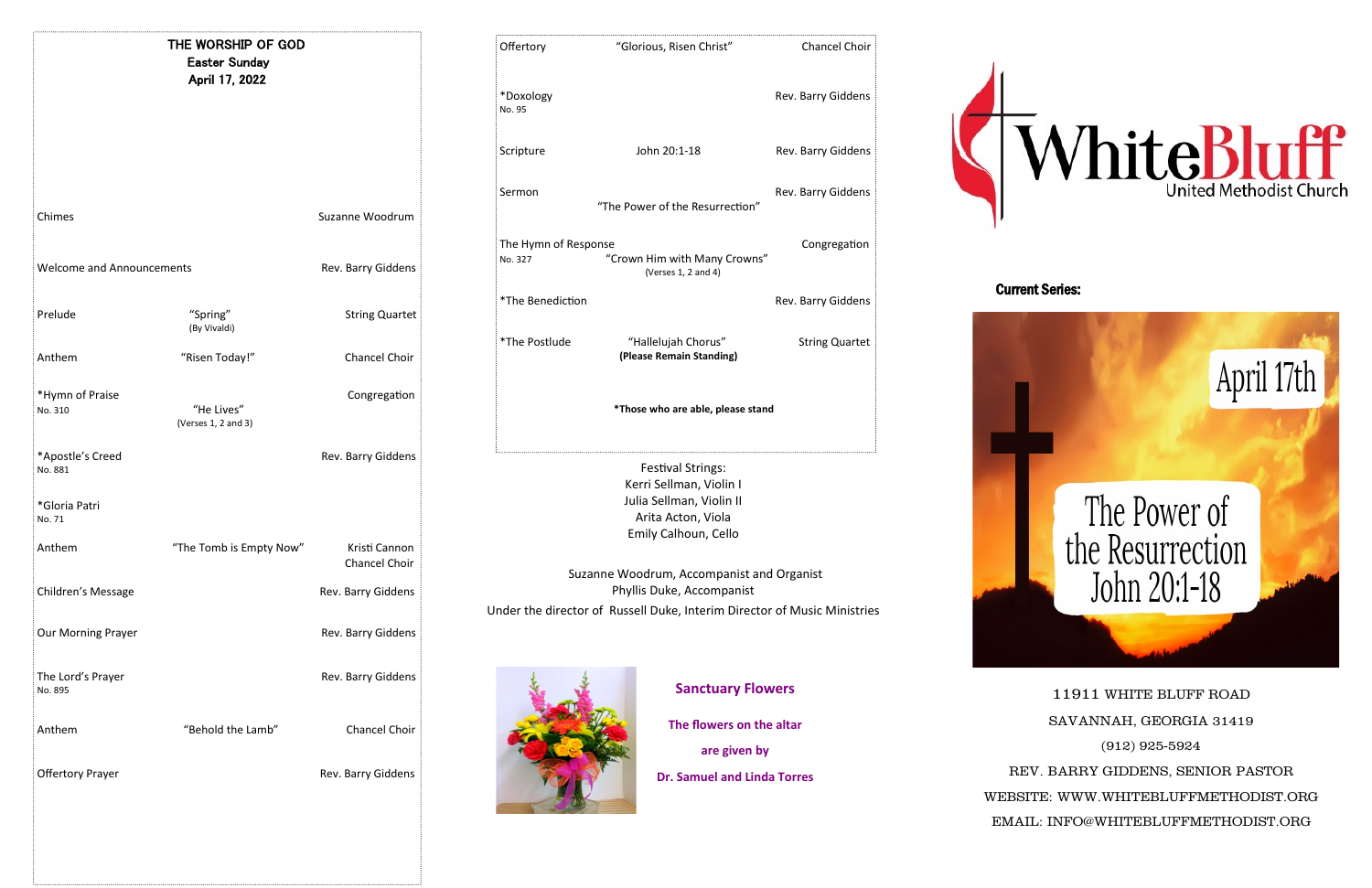# THE WORSHIP OF GOD
## Easter Sunday
## April 17, 2022

| | | |
|---|---|---|
| Chimes | | Suzanne Woodrum |
| Welcome and Announcements | | Rev. Barry Giddens |
| Prelude | "Spring" (By Vivaldi) | String Quartet |
| Anthem | "Risen Today!" | Chancel Choir |
| *Hymn of Praise No. 310 | "He Lives" (Verses 1, 2 and 3) | Congregation |
| *Apostle's Creed No. 881 | | Rev. Barry Giddens |
| *Gloria Patri No. 71 | | |
| Anthem | "The Tomb is Empty Now" | Kristi Cannon Chancel Choir |
| Children's Message | | Rev. Barry Giddens |
| Our Morning Prayer | | Rev. Barry Giddens |
| The Lord's Prayer No. 895 | | Rev. Barry Giddens |
| Anthem | "Behold the Lamb" | Chancel Choir |
| Offertory Prayer | | Rev. Barry Giddens |
| Offertory | "Glorious, Risen Christ" | Chancel Choir |
| *Doxology No. 95 | | Rev. Barry Giddens |
| Scripture | John 20:1-18 | Rev. Barry Giddens |
| Sermon | "The Power of the Resurrection" | Rev. Barry Giddens |
| The Hymn of Response No. 327 | "Crown Him with Many Crowns" (Verses 1, 2 and 4) | Congregation |
| *The Benediction | | Rev. Barry Giddens |
| *The Postlude | "Hallelujah Chorus" **(Please Remain Standing)** | String Quartet |

***Those who are able, please stand**

Festival Strings:
Kerri Sellman, Violin I
Julia Sellman, Violin II
Arita Acton, Viola
Emily Calhoun, Cello

Suzanne Woodrum, Accompanist and Organist
Phyllis Duke, Accompanist
Under the director of Russell Duke, Interim Director of Music Ministries

**Sanctuary Flowers**

**The flowers on the altar are given by Dr. Samuel and Linda Torres**

WhiteBluff United Methodist Church

**Current Series:**

April 17th
The Power of the Resurrection
John 20:1-18

11911 WHITE BLUFF ROAD
SAVANNAH, GEORGIA 31419
(912) 925-5924
REV. BARRY GIDDENS, SENIOR PASTOR
WEBSITE: WWW.WHITEBLUFFMETHODIST.ORG
EMAIL: INFO@WHITEBLUFFMETHODIST.ORG